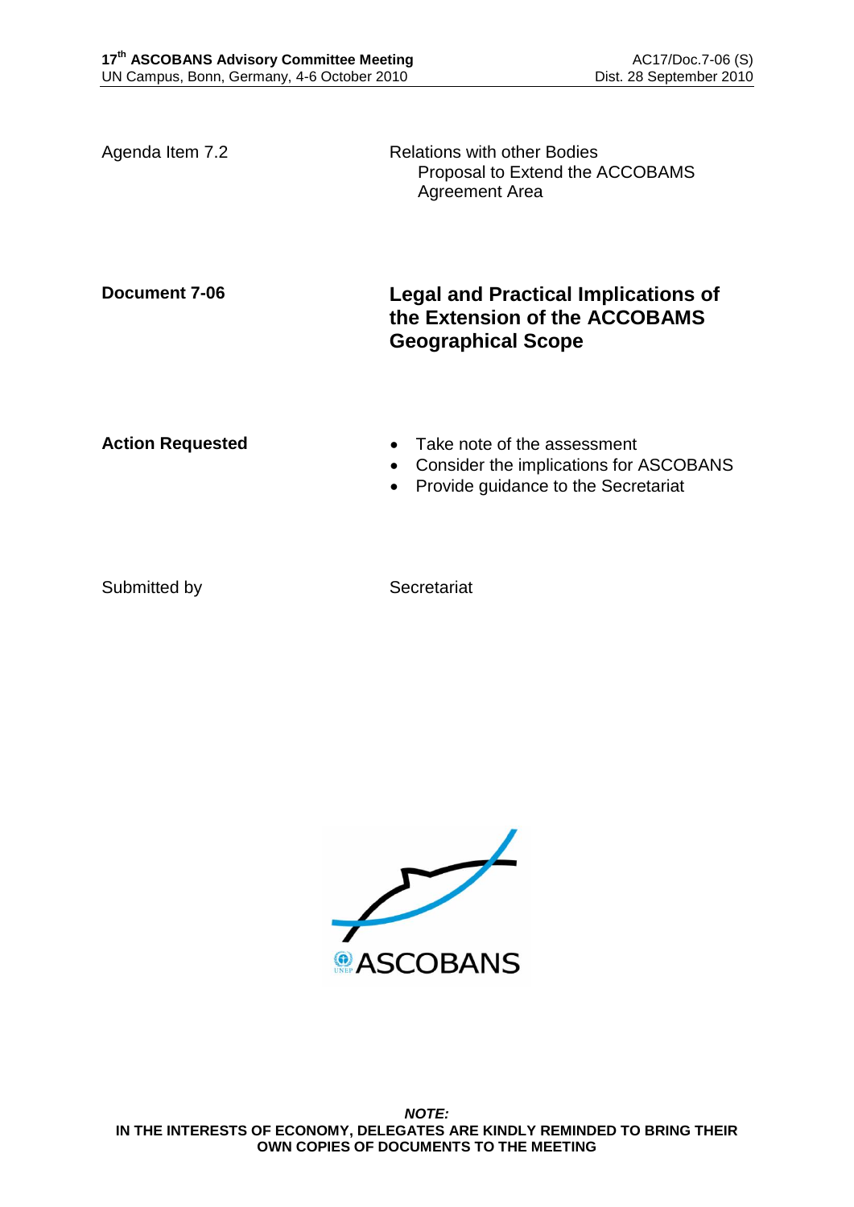Agenda Item 7.2

Relations with other Bodies
Proposal to Extend the ACCOBAMS Agreement Area

**Document 7-06**

# Legal and Practical Implications of the Extension of the ACCOBAMS Geographical Scope

**Action Requested**

- Take note of the assessment
- Consider the implications for ASCOBANS
- Provide guidance to the Secretariat

Submitted by

Secretariat

ASCOBANS

***NOTE:***
**IN THE INTERESTS OF ECONOMY, DELEGATES ARE KINDLY REMINDED TO BRING THEIR OWN COPIES OF DOCUMENTS TO THE MEETING**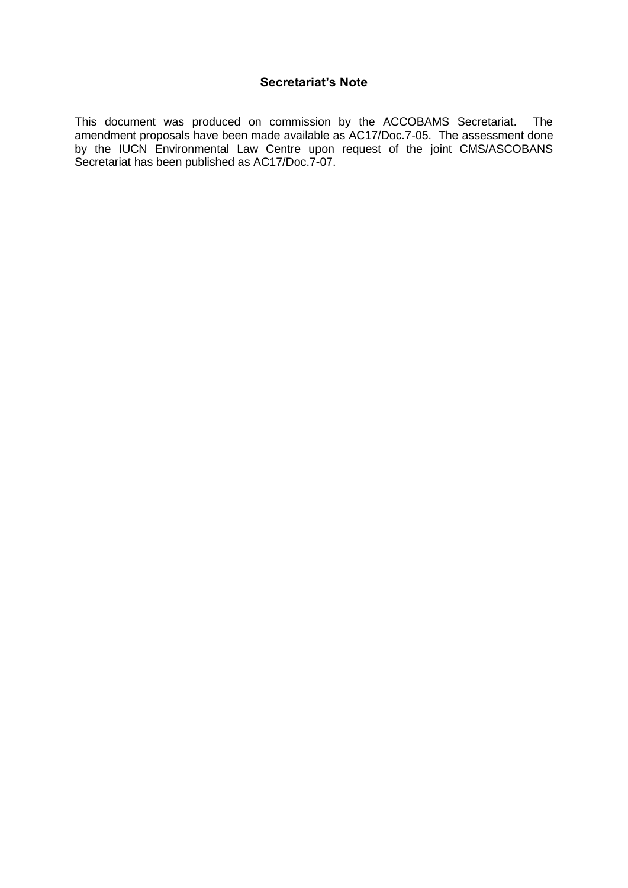## Secretariat's Note

This document was produced on commission by the ACCOBAMS Secretariat. The amendment proposals have been made available as AC17/Doc.7-05. The assessment done by the IUCN Environmental Law Centre upon request of the joint CMS/ASCOBANS Secretariat has been published as AC17/Doc.7-07.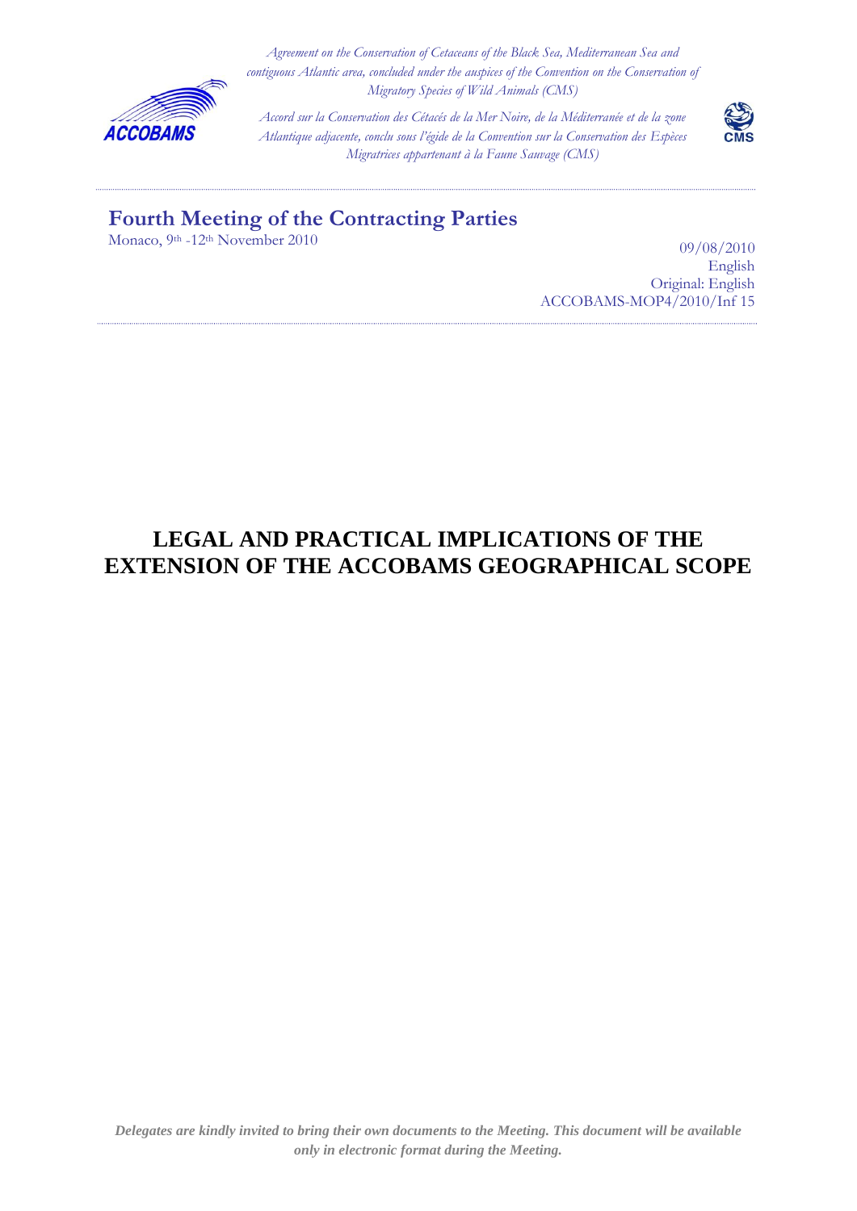*Agreement on the Conservation of Cetaceans of the Black Sea, Mediterranean Sea and contiguous Atlantic area, concluded under the auspices of the Convention on the Conservation of Migratory Species of Wild Animals (CMS)*

*Accord sur la Conservation des Cétacés de la Mer Noire, de la Méditerranée et de la zone Atlantique adjacente, conclu sous l'égide de la Convention sur la Conservation des Espèces Migratrices appartenant à la Faune Sauvage (CMS)*

**Fourth Meeting of the Contracting Parties**
Monaco, 9th -12th November 2010

09/08/2010
English
Original: English
ACCOBAMS-MOP4/2010/Inf 15

# LEGAL AND PRACTICAL IMPLICATIONS OF THE EXTENSION OF THE ACCOBAMS GEOGRAPHICAL SCOPE

***Delegates are kindly invited to bring their own documents to the Meeting. This document will be available only in electronic format during the Meeting.***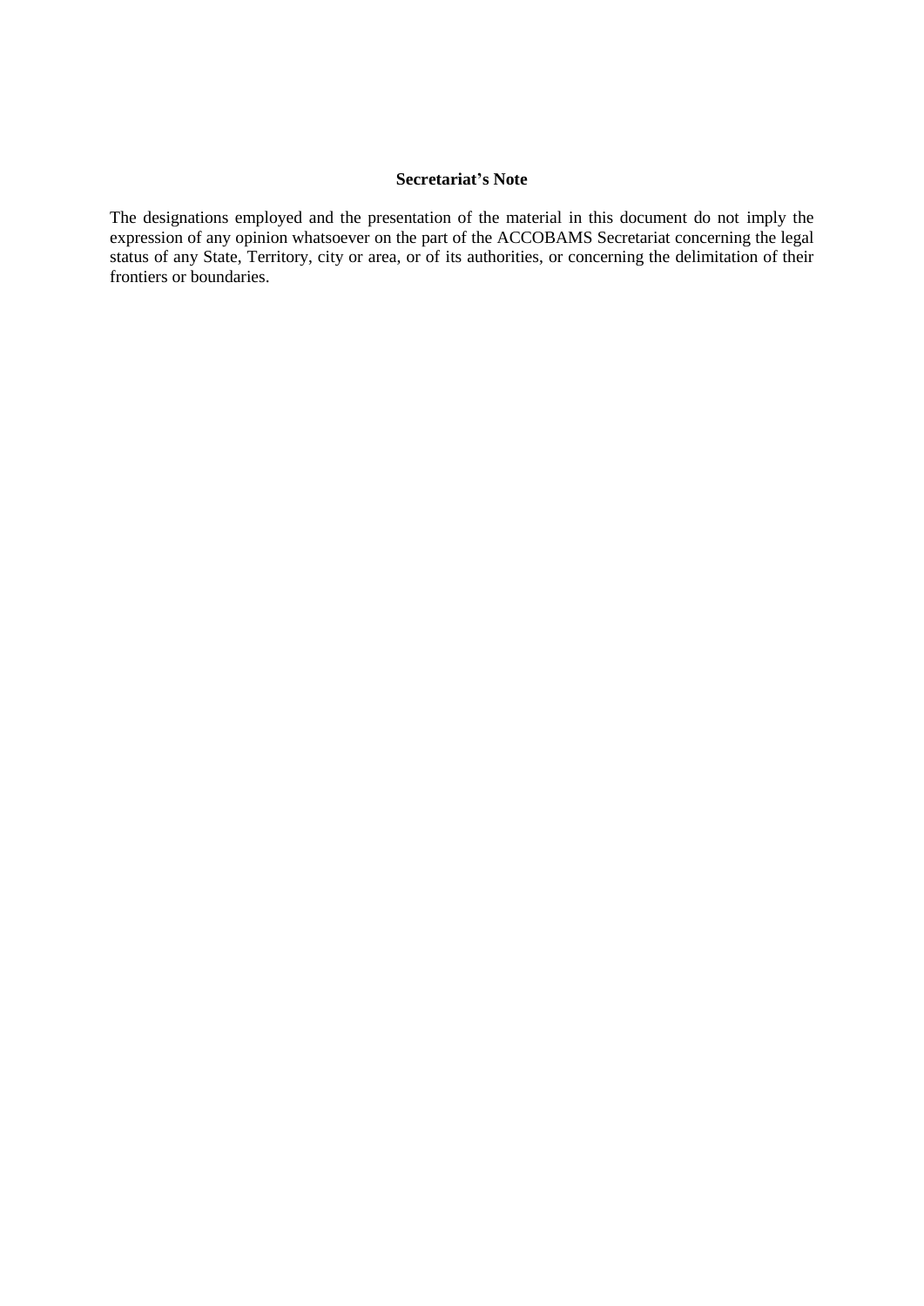**Secretariat's Note**

The designations employed and the presentation of the material in this document do not imply the expression of any opinion whatsoever on the part of the ACCOBAMS Secretariat concerning the legal status of any State, Territory, city or area, or of its authorities, or concerning the delimitation of their frontiers or boundaries.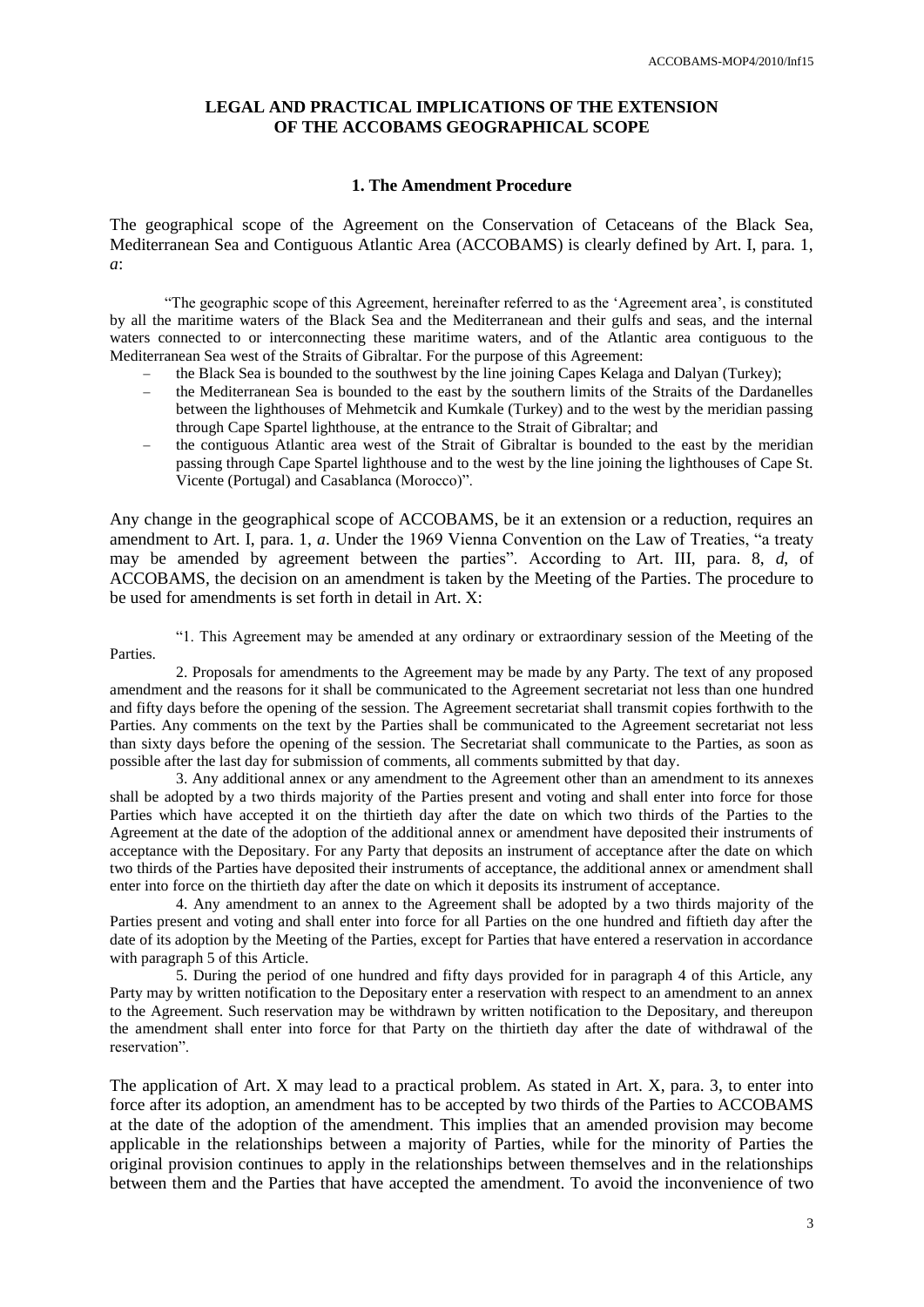## LEGAL AND PRACTICAL IMPLICATIONS OF THE EXTENSION OF THE ACCOBAMS GEOGRAPHICAL SCOPE

### 1. The Amendment Procedure

The geographical scope of the Agreement on the Conservation of Cetaceans of the Black Sea, Mediterranean Sea and Contiguous Atlantic Area (ACCOBAMS) is clearly defined by Art. I, para. 1, *a*:

> "The geographic scope of this Agreement, hereinafter referred to as the 'Agreement area', is constituted by all the maritime waters of the Black Sea and the Mediterranean and their gulfs and seas, and the internal waters connected to or interconnecting these maritime waters, and of the Atlantic area contiguous to the Mediterranean Sea west of the Straits of Gibraltar. For the purpose of this Agreement:
>
> – the Black Sea is bounded to the southwest by the line joining Capes Kelaga and Dalyan (Turkey);
> – the Mediterranean Sea is bounded to the east by the southern limits of the Straits of the Dardanelles between the lighthouses of Mehmetcik and Kumkale (Turkey) and to the west by the meridian passing through Cape Spartel lighthouse, at the entrance to the Strait of Gibraltar; and
> – the contiguous Atlantic area west of the Strait of Gibraltar is bounded to the east by the meridian passing through Cape Spartel lighthouse and to the west by the line joining the lighthouses of Cape St. Vicente (Portugal) and Casablanca (Morocco)".

Any change in the geographical scope of ACCOBAMS, be it an extension or a reduction, requires an amendment to Art. I, para. 1, *a*. Under the 1969 Vienna Convention on the Law of Treaties, "a treaty may be amended by agreement between the parties". According to Art. III, para. 8, *d*, of ACCOBAMS, the decision on an amendment is taken by the Meeting of the Parties. The procedure to be used for amendments is set forth in detail in Art. X:

> "1. This Agreement may be amended at any ordinary or extraordinary session of the Meeting of the Parties.
>
> 2. Proposals for amendments to the Agreement may be made by any Party. The text of any proposed amendment and the reasons for it shall be communicated to the Agreement secretariat not less than one hundred and fifty days before the opening of the session. The Agreement secretariat shall transmit copies forthwith to the Parties. Any comments on the text by the Parties shall be communicated to the Agreement secretariat not less than sixty days before the opening of the session. The Secretariat shall communicate to the Parties, as soon as possible after the last day for submission of comments, all comments submitted by that day.
>
> 3. Any additional annex or any amendment to the Agreement other than an amendment to its annexes shall be adopted by a two thirds majority of the Parties present and voting and shall enter into force for those Parties which have accepted it on the thirtieth day after the date on which two thirds of the Parties to the Agreement at the date of the adoption of the additional annex or amendment have deposited their instruments of acceptance with the Depositary. For any Party that deposits an instrument of acceptance after the date on which two thirds of the Parties have deposited their instruments of acceptance, the additional annex or amendment shall enter into force on the thirtieth day after the date on which it deposits its instrument of acceptance.
>
> 4. Any amendment to an annex to the Agreement shall be adopted by a two thirds majority of the Parties present and voting and shall enter into force for all Parties on the one hundred and fiftieth day after the date of its adoption by the Meeting of the Parties, except for Parties that have entered a reservation in accordance with paragraph 5 of this Article.
>
> 5. During the period of one hundred and fifty days provided for in paragraph 4 of this Article, any Party may by written notification to the Depositary enter a reservation with respect to an amendment to an annex to the Agreement. Such reservation may be withdrawn by written notification to the Depositary, and thereupon the amendment shall enter into force for that Party on the thirtieth day after the date of withdrawal of the reservation".

The application of Art. X may lead to a practical problem. As stated in Art. X, para. 3, to enter into force after its adoption, an amendment has to be accepted by two thirds of the Parties to ACCOBAMS at the date of the adoption of the amendment. This implies that an amended provision may become applicable in the relationships between a majority of Parties, while for the minority of Parties the original provision continues to apply in the relationships between themselves and in the relationships between them and the Parties that have accepted the amendment. To avoid the inconvenience of two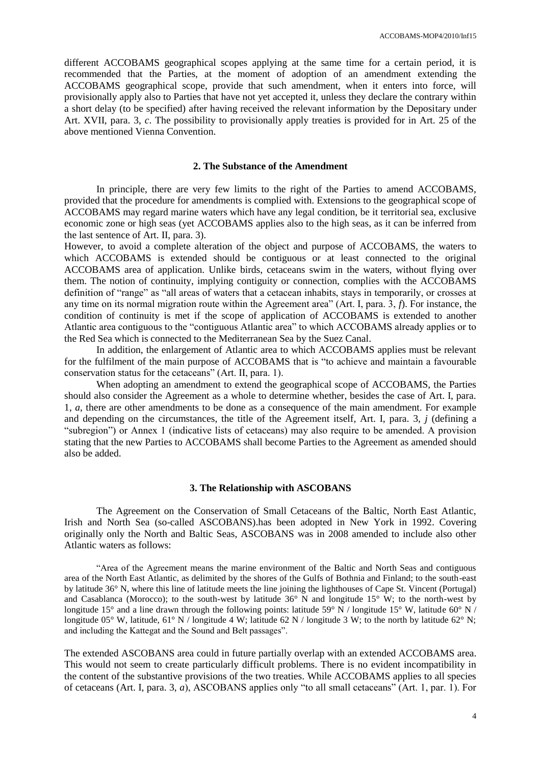different ACCOBAMS geographical scopes applying at the same time for a certain period, it is recommended that the Parties, at the moment of adoption of an amendment extending the ACCOBAMS geographical scope, provide that such amendment, when it enters into force, will provisionally apply also to Parties that have not yet accepted it, unless they declare the contrary within a short delay (to be specified) after having received the relevant information by the Depositary under Art. XVII, para. 3, *c*. The possibility to provisionally apply treaties is provided for in Art. 25 of the above mentioned Vienna Convention.

## 2. The Substance of the Amendment

In principle, there are very few limits to the right of the Parties to amend ACCOBAMS, provided that the procedure for amendments is complied with. Extensions to the geographical scope of ACCOBAMS may regard marine waters which have any legal condition, be it territorial sea, exclusive economic zone or high seas (yet ACCOBAMS applies also to the high seas, as it can be inferred from the last sentence of Art. II, para. 3).

However, to avoid a complete alteration of the object and purpose of ACCOBAMS, the waters to which ACCOBAMS is extended should be contiguous or at least connected to the original ACCOBAMS area of application. Unlike birds, cetaceans swim in the waters, without flying over them. The notion of continuity, implying contiguity or connection, complies with the ACCOBAMS definition of "range" as "all areas of waters that a cetacean inhabits, stays in temporarily, or crosses at any time on its normal migration route within the Agreement area" (Art. I, para. 3, *f*). For instance, the condition of continuity is met if the scope of application of ACCOBAMS is extended to another Atlantic area contiguous to the "contiguous Atlantic area" to which ACCOBAMS already applies or to the Red Sea which is connected to the Mediterranean Sea by the Suez Canal.

In addition, the enlargement of Atlantic area to which ACCOBAMS applies must be relevant for the fulfilment of the main purpose of ACCOBAMS that is "to achieve and maintain a favourable conservation status for the cetaceans" (Art. II, para. 1).

When adopting an amendment to extend the geographical scope of ACCOBAMS, the Parties should also consider the Agreement as a whole to determine whether, besides the case of Art. I, para. 1, *a*, there are other amendments to be done as a consequence of the main amendment. For example and depending on the circumstances, the title of the Agreement itself, Art. I, para. 3, *j* (defining a "subregion") or Annex 1 (indicative lists of cetaceans) may also require to be amended. A provision stating that the new Parties to ACCOBAMS shall become Parties to the Agreement as amended should also be added.

## 3. The Relationship with ASCOBANS

The Agreement on the Conservation of Small Cetaceans of the Baltic, North East Atlantic, Irish and North Sea (so-called ASCOBANS).has been adopted in New York in 1992. Covering originally only the North and Baltic Seas, ASCOBANS was in 2008 amended to include also other Atlantic waters as follows:

> "Area of the Agreement means the marine environment of the Baltic and North Seas and contiguous area of the North East Atlantic, as delimited by the shores of the Gulfs of Bothnia and Finland; to the south-east by latitude 36° N, where this line of latitude meets the line joining the lighthouses of Cape St. Vincent (Portugal) and Casablanca (Morocco); to the south-west by latitude 36° N and longitude 15° W; to the north-west by longitude 15° and a line drawn through the following points: latitude 59° N / longitude 15° W, latitude 60° N / longitude 05° W, latitude, 61° N / longitude 4 W; latitude 62 N / longitude 3 W; to the north by latitude 62° N; and including the Kattegat and the Sound and Belt passages".

The extended ASCOBANS area could in future partially overlap with an extended ACCOBAMS area. This would not seem to create particularly difficult problems. There is no evident incompatibility in the content of the substantive provisions of the two treaties. While ACCOBAMS applies to all species of cetaceans (Art. I, para. 3, *a*), ASCOBANS applies only "to all small cetaceans" (Art. 1, par. 1). For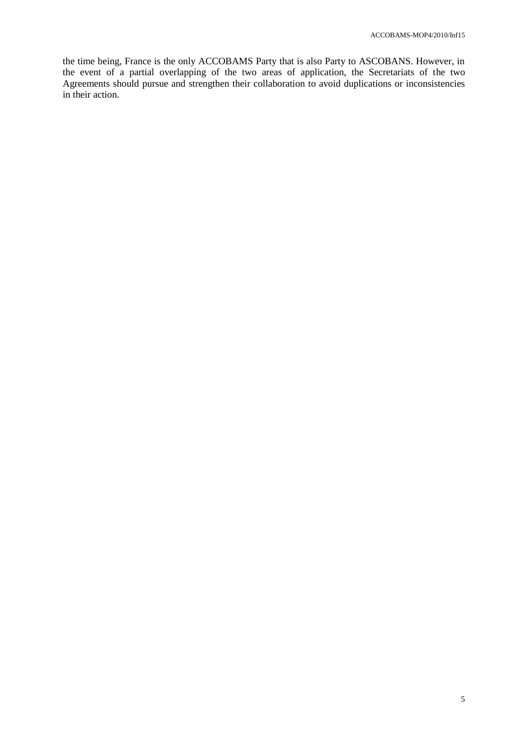the time being, France is the only ACCOBAMS Party that is also Party to ASCOBANS. However, in the event of a partial overlapping of the two areas of application, the Secretariats of the two Agreements should pursue and strengthen their collaboration to avoid duplications or inconsistencies in their action.